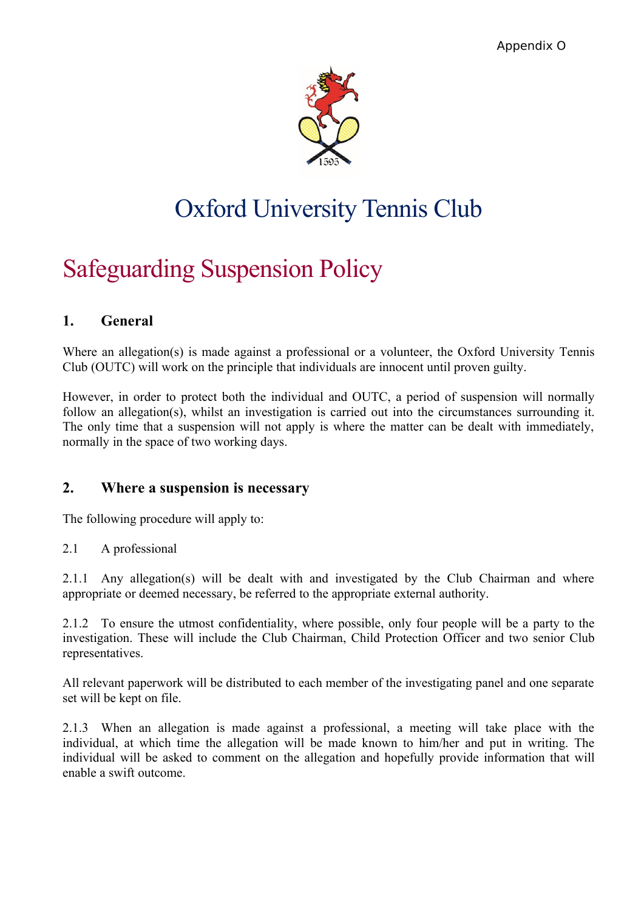Appendix O

# Oxford University Tennis Club

## Safeguarding Suspension Policy

### 1. General

Where an allegation(s) is made against a professional or a volunteer, the Oxford University Tennis Club (OUTC) will work on the principle that individuals are innocent until proven guilty.

However, in order to protect both the individual and OUTC, a period of suspension will normally follow an allegation(s), whilst an investigation is carried out into the circumstances surrounding it. The only time that a suspension will not apply is where the matter can be dealt with immediately, normally in the space of two working days.

### 2. Where a suspension is necessary

The following procedure will apply to:

2.1 A professional

2.1.1 Any allegation(s) will be dealt with and investigated by the Club Chairman and where appropriate or deemed necessary, be referred to the appropriate external authority.

2.1.2 To ensure the utmost confidentiality, where possible, only four people will be a party to the investigation. These will include the Club Chairman, Child Protection Officer and two senior Club representatives.

All relevant paperwork will be distributed to each member of the investigating panel and one separate set will be kept on file.

2.1.3 When an allegation is made against a professional, a meeting will take place with the individual, at which time the allegation will be made known to him/her and put in writing. The individual will be asked to comment on the allegation and hopefully provide information that will enable a swift outcome.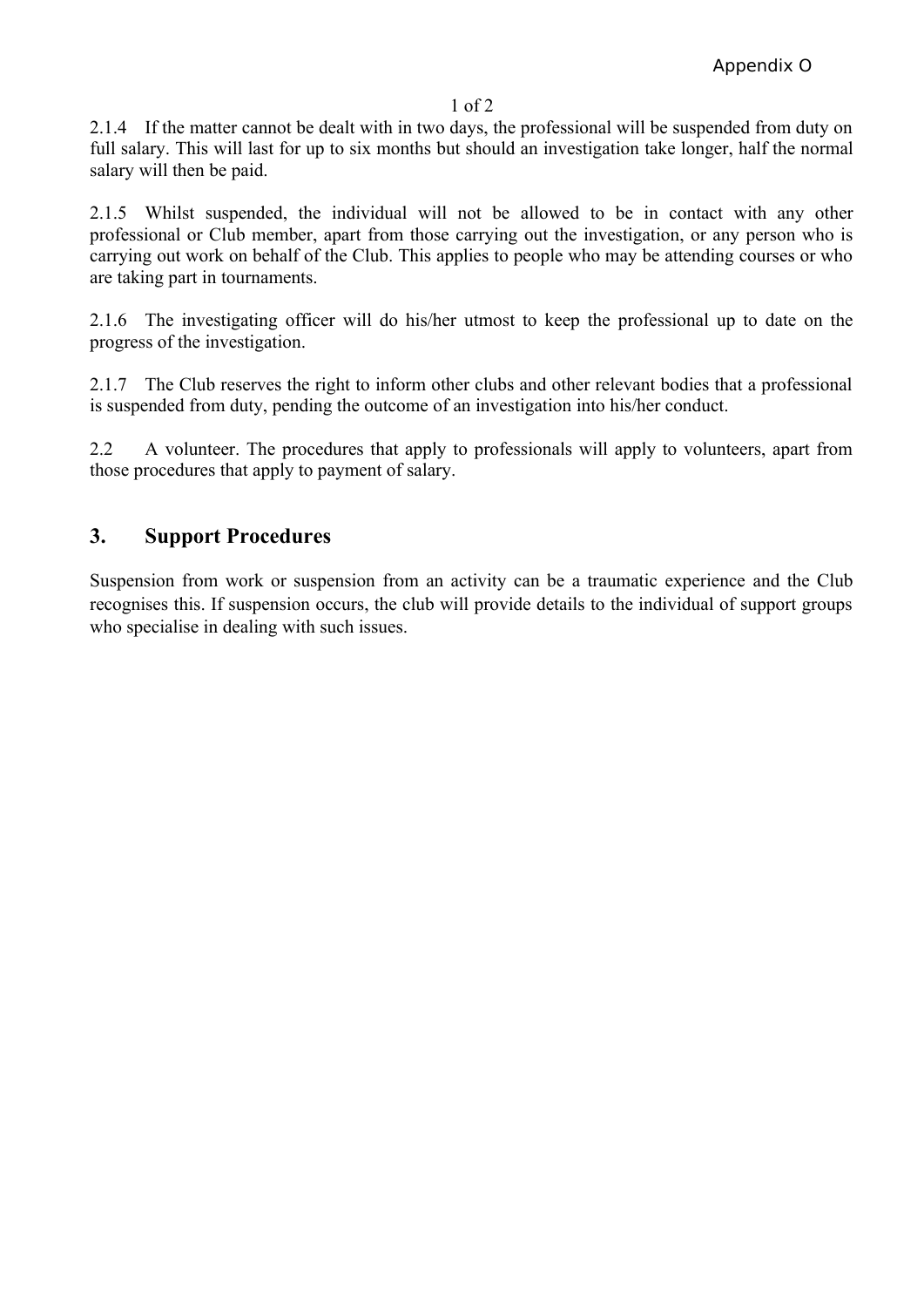2.1.4 If the matter cannot be dealt with in two days, the professional will be suspended from duty on full salary. This will last for up to six months but should an investigation take longer, half the normal salary will then be paid.

2.1.5 Whilst suspended, the individual will not be allowed to be in contact with any other professional or Club member, apart from those carrying out the investigation, or any person who is carrying out work on behalf of the Club. This applies to people who may be attending courses or who are taking part in tournaments.

2.1.6 The investigating officer will do his/her utmost to keep the professional up to date on the progress of the investigation.

2.1.7 The Club reserves the right to inform other clubs and other relevant bodies that a professional is suspended from duty, pending the outcome of an investigation into his/her conduct.

2.2 A volunteer. The procedures that apply to professionals will apply to volunteers, apart from those procedures that apply to payment of salary.

## 3. Support Procedures

Suspension from work or suspension from an activity can be a traumatic experience and the Club recognises this. If suspension occurs, the club will provide details to the individual of support groups who specialise in dealing with such issues.